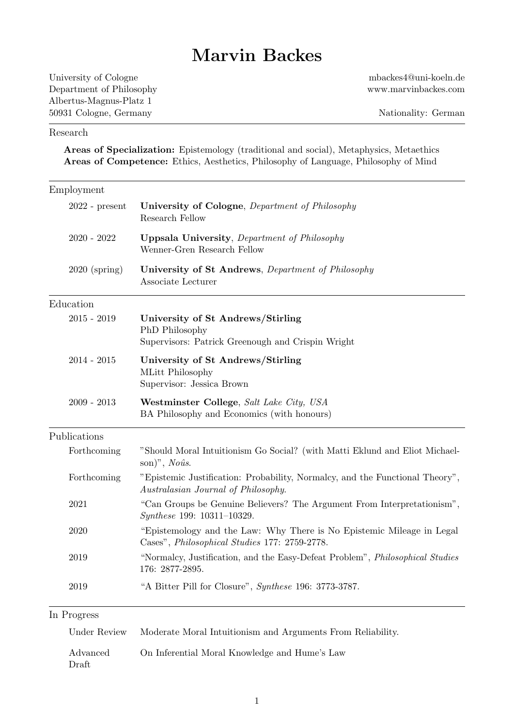# Marvin Backes

University of Cologne
Department of Philosophy
Albertus-Magnus-Platz 1
50931 Cologne, Germany

mbackes4@uni-koeln.de
www.marvinbackes.com

Nationality: German

## Research

**Areas of Specialization:** Epistemology (traditional and social), Metaphysics, Metaethics
**Areas of Competence:** Ethics, Aesthetics, Philosophy of Language, Philosophy of Mind

## Employment

2022 - present — **University of Cologne**, *Department of Philosophy*
Research Fellow

2020 - 2022 — **Uppsala University**, *Department of Philosophy*
Wenner-Gren Research Fellow

2020 (spring) — **University of St Andrews**, *Department of Philosophy*
Associate Lecturer

## Education

2015 - 2019 — **University of St Andrews/Stirling**
PhD Philosophy
Supervisors: Patrick Greenough and Crispin Wright

2014 - 2015 — **University of St Andrews/Stirling**
MLitt Philosophy
Supervisor: Jessica Brown

2009 - 2013 — **Westminster College**, *Salt Lake City, USA*
BA Philosophy and Economics (with honours)

## Publications

Forthcoming — "Should Moral Intuitionism Go Social? (with Matti Eklund and Eliot Michaelson)", *Noûs*.

Forthcoming — "Epistemic Justification: Probability, Normalcy, and the Functional Theory", *Australasian Journal of Philosophy*.

2021 — "Can Groups be Genuine Believers? The Argument From Interpretationism", *Synthese* 199: 10311–10329.

2020 — "Epistemology and the Law: Why There is No Epistemic Mileage in Legal Cases", *Philosophical Studies* 177: 2759-2778.

2019 — "Normalcy, Justification, and the Easy-Defeat Problem", *Philosophical Studies* 176: 2877-2895.

2019 — "A Bitter Pill for Closure", *Synthese* 196: 3773-3787.

## In Progress

Under Review — Moderate Moral Intuitionism and Arguments From Reliability.

Advanced Draft — On Inferential Moral Knowledge and Hume's Law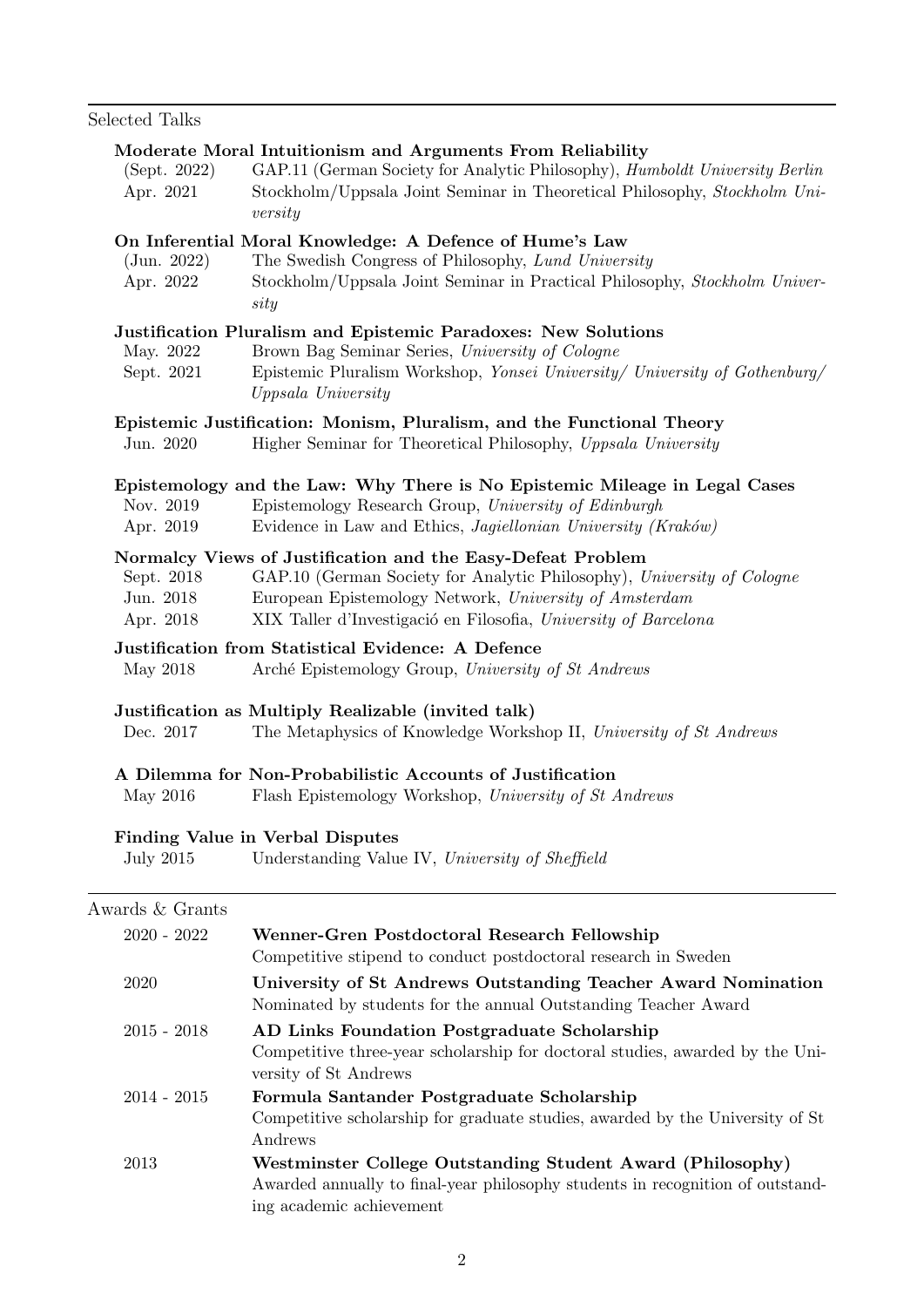## Selected Talks

**Moderate Moral Intuitionism and Arguments From Reliability**

- (Sept. 2022) GAP.11 (German Society for Analytic Philosophy), *Humboldt University Berlin*
- Apr. 2021 Stockholm/Uppsala Joint Seminar in Theoretical Philosophy, *Stockholm University*

**On Inferential Moral Knowledge: A Defence of Hume's Law**

- (Jun. 2022) The Swedish Congress of Philosophy, *Lund University*
- Apr. 2022 Stockholm/Uppsala Joint Seminar in Practical Philosophy, *Stockholm University*

**Justification Pluralism and Epistemic Paradoxes: New Solutions**

- May. 2022 Brown Bag Seminar Series, *University of Cologne*
- Sept. 2021 Epistemic Pluralism Workshop, *Yonsei University/ University of Gothenburg/ Uppsala University*

**Epistemic Justification: Monism, Pluralism, and the Functional Theory**

- Jun. 2020 Higher Seminar for Theoretical Philosophy, *Uppsala University*

**Epistemology and the Law: Why There is No Epistemic Mileage in Legal Cases**

- Nov. 2019 Epistemology Research Group, *University of Edinburgh*
- Apr. 2019 Evidence in Law and Ethics, *Jagiellonian University (Kraków)*

**Normalcy Views of Justification and the Easy-Defeat Problem**

- Sept. 2018 GAP.10 (German Society for Analytic Philosophy), *University of Cologne*
- Jun. 2018 European Epistemology Network, *University of Amsterdam*
- Apr. 2018 XIX Taller d'Investigació en Filosofia, *University of Barcelona*

**Justification from Statistical Evidence: A Defence**

- May 2018 Arché Epistemology Group, *University of St Andrews*

**Justification as Multiply Realizable (invited talk)**

- Dec. 2017 The Metaphysics of Knowledge Workshop II, *University of St Andrews*

**A Dilemma for Non-Probabilistic Accounts of Justification**

- May 2016 Flash Epistemology Workshop, *University of St Andrews*

**Finding Value in Verbal Disputes**

- July 2015 Understanding Value IV, *University of Sheffield*

## Awards & Grants

- 2020 - 2022 **Wenner-Gren Postdoctoral Research Fellowship**
  Competitive stipend to conduct postdoctoral research in Sweden
- 2020 **University of St Andrews Outstanding Teacher Award Nomination**
  Nominated by students for the annual Outstanding Teacher Award
- 2015 - 2018 **AD Links Foundation Postgraduate Scholarship**
  Competitive three-year scholarship for doctoral studies, awarded by the University of St Andrews
- 2014 - 2015 **Formula Santander Postgraduate Scholarship**
  Competitive scholarship for graduate studies, awarded by the University of St Andrews
- 2013 **Westminster College Outstanding Student Award (Philosophy)**
  Awarded annually to final-year philosophy students in recognition of outstanding academic achievement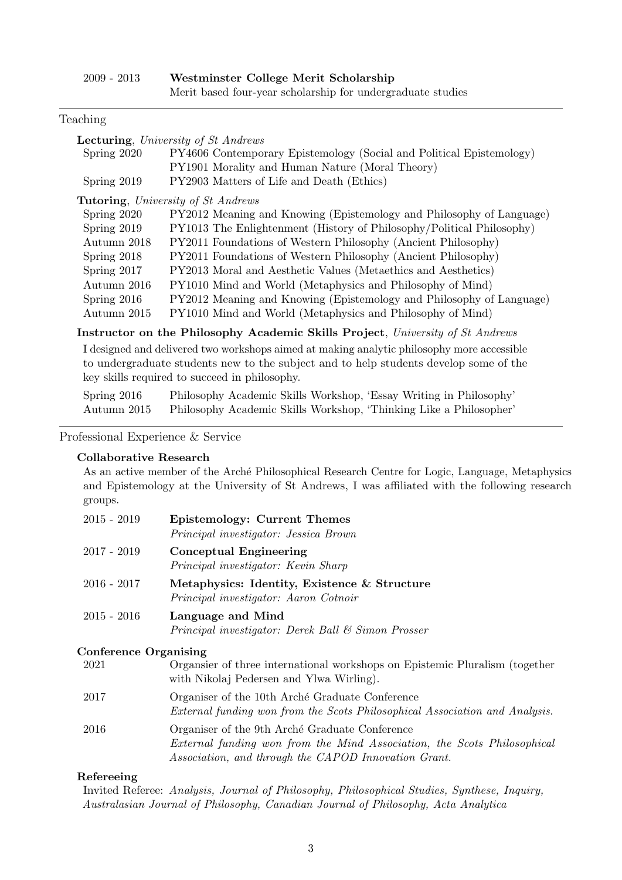2009 - 2013 **Westminster College Merit Scholarship**
Merit based four-year scholarship for undergraduate studies

## Teaching

**Lecturing**, *University of St Andrews*

Spring 2020 PY4606 Contemporary Epistemology (Social and Political Epistemology)
PY1901 Morality and Human Nature (Moral Theory)

Spring 2019 PY2903 Matters of Life and Death (Ethics)

**Tutoring**, *University of St Andrews*

Spring 2020 PY2012 Meaning and Knowing (Epistemology and Philosophy of Language)

Spring 2019 PY1013 The Enlightenment (History of Philosophy/Political Philosophy)

Autumn 2018 PY2011 Foundations of Western Philosophy (Ancient Philosophy)

Spring 2018 PY2011 Foundations of Western Philosophy (Ancient Philosophy)

Spring 2017 PY2013 Moral and Aesthetic Values (Metaethics and Aesthetics)

Autumn 2016 PY1010 Mind and World (Metaphysics and Philosophy of Mind)

Spring 2016 PY2012 Meaning and Knowing (Epistemology and Philosophy of Language)

Autumn 2015 PY1010 Mind and World (Metaphysics and Philosophy of Mind)

**Instructor on the Philosophy Academic Skills Project**, *University of St Andrews*

I designed and delivered two workshops aimed at making analytic philosophy more accessible to undergraduate students new to the subject and to help students develop some of the key skills required to succeed in philosophy.

Spring 2016 Philosophy Academic Skills Workshop, 'Essay Writing in Philosophy'

Autumn 2015 Philosophy Academic Skills Workshop, 'Thinking Like a Philosopher'

## Professional Experience & Service

**Collaborative Research**

As an active member of the Arché Philosophical Research Centre for Logic, Language, Metaphysics and Epistemology at the University of St Andrews, I was affiliated with the following research groups.

2015 - 2019 **Epistemology: Current Themes**
*Principal investigator: Jessica Brown*

2017 - 2019 **Conceptual Engineering**
*Principal investigator: Kevin Sharp*

2016 - 2017 **Metaphysics: Identity, Existence & Structure**
*Principal investigator: Aaron Cotnoir*

2015 - 2016 **Language and Mind**
*Principal investigator: Derek Ball & Simon Prosser*

**Conference Organising**

2021 Organsier of three international workshops on Epistemic Pluralism (together with Nikolaj Pedersen and Ylwa Wirling).

2017 Organiser of the 10th Arché Graduate Conference
*External funding won from the Scots Philosophical Association and Analysis.*

2016 Organiser of the 9th Arché Graduate Conference
*External funding won from the Mind Association, the Scots Philosophical Association, and through the CAPOD Innovation Grant.*

**Refereeing**

Invited Referee: *Analysis, Journal of Philosophy, Philosophical Studies, Synthese, Inquiry, Australasian Journal of Philosophy, Canadian Journal of Philosophy, Acta Analytica*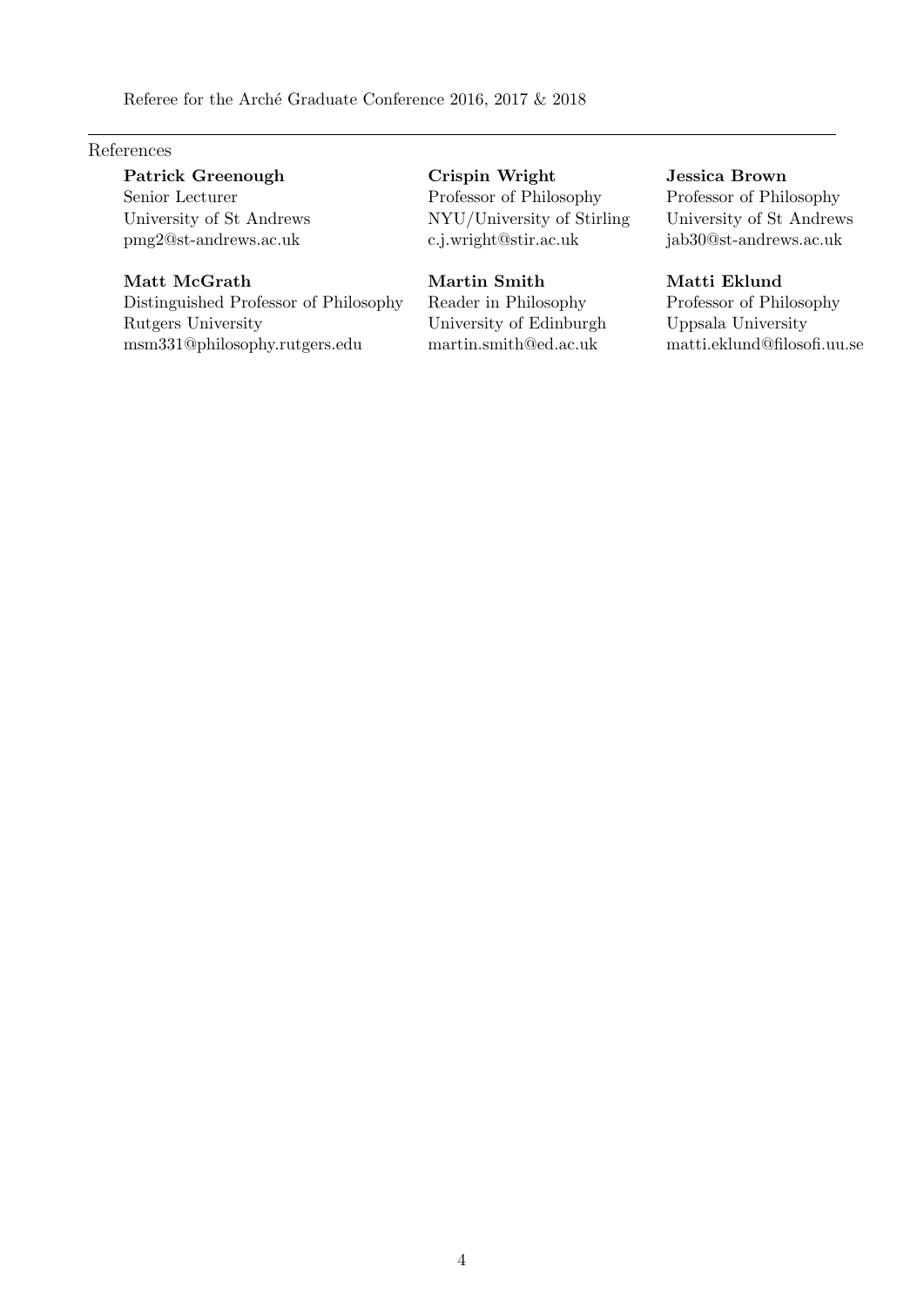Referee for the Arché Graduate Conference 2016, 2017 & 2018

---

References

**Patrick Greenough**
Senior Lecturer
University of St Andrews
pmg2@st-andrews.ac.uk

**Crispin Wright**
Professor of Philosophy
NYU/University of Stirling
c.j.wright@stir.ac.uk

**Jessica Brown**
Professor of Philosophy
University of St Andrews
jab30@st-andrews.ac.uk

**Matt McGrath**
Distinguished Professor of Philosophy
Rutgers University
msm331@philosophy.rutgers.edu

**Martin Smith**
Reader in Philosophy
University of Edinburgh
martin.smith@ed.ac.uk

**Matti Eklund**
Professor of Philosophy
Uppsala University
matti.eklund@filosofi.uu.se